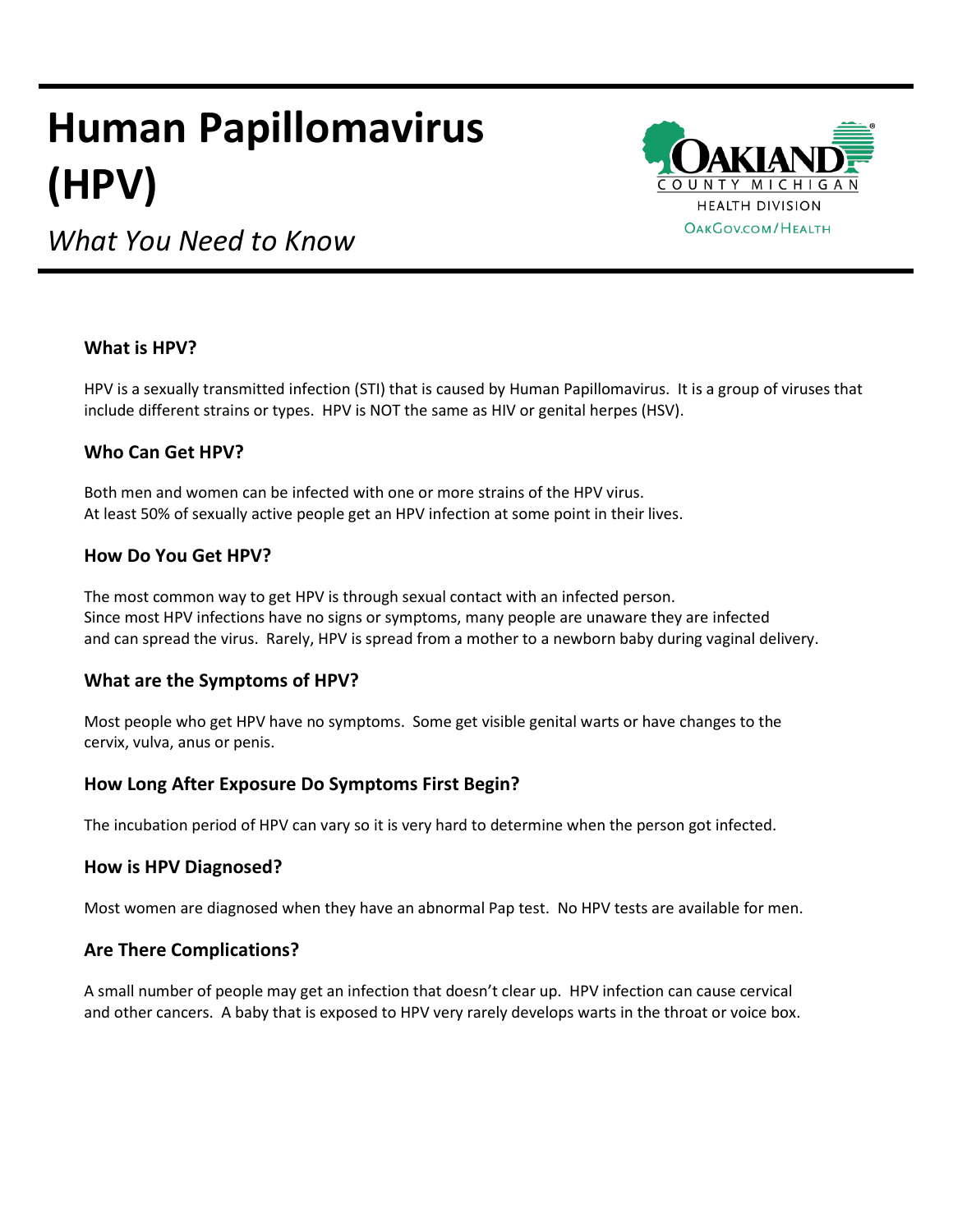# Human Papillomavirus (HPV)

*What You Need to Know*

OAKLAND COUNTY MICHIGAN
HEALTH DIVISION
OAKGOV.COM/HEALTH

### What is HPV?

HPV is a sexually transmitted infection (STI) that is caused by Human Papillomavirus. It is a group of viruses that include different strains or types. HPV is NOT the same as HIV or genital herpes (HSV).

### Who Can Get HPV?

Both men and women can be infected with one or more strains of the HPV virus.
At least 50% of sexually active people get an HPV infection at some point in their lives.

### How Do You Get HPV?

The most common way to get HPV is through sexual contact with an infected person.
Since most HPV infections have no signs or symptoms, many people are unaware they are infected and can spread the virus. Rarely, HPV is spread from a mother to a newborn baby during vaginal delivery.

### What are the Symptoms of HPV?

Most people who get HPV have no symptoms. Some get visible genital warts or have changes to the cervix, vulva, anus or penis.

### How Long After Exposure Do Symptoms First Begin?

The incubation period of HPV can vary so it is very hard to determine when the person got infected.

### How is HPV Diagnosed?

Most women are diagnosed when they have an abnormal Pap test. No HPV tests are available for men.

### Are There Complications?

A small number of people may get an infection that doesn't clear up. HPV infection can cause cervical and other cancers. A baby that is exposed to HPV very rarely develops warts in the throat or voice box.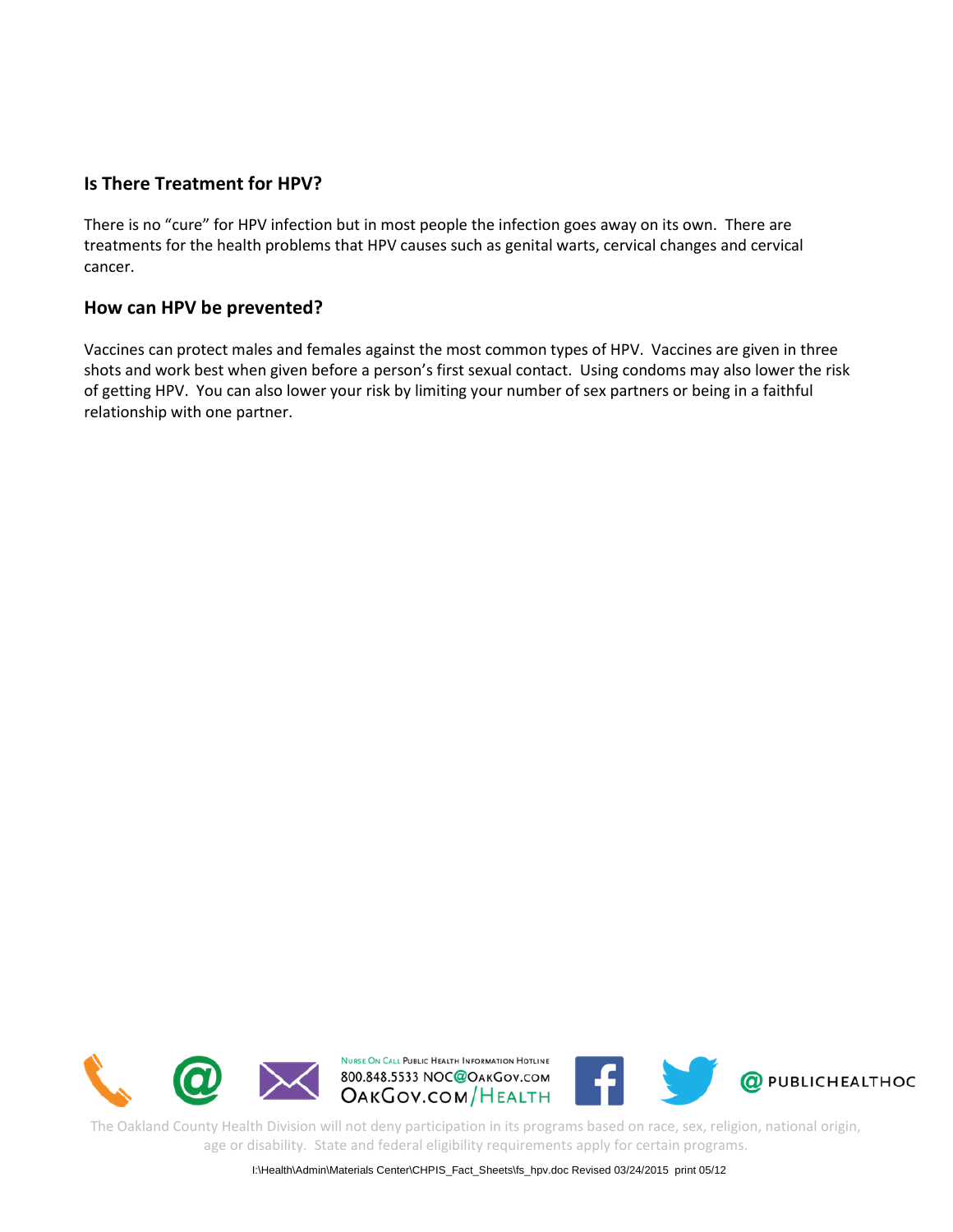## Is There Treatment for HPV?

There is no "cure" for HPV infection but in most people the infection goes away on its own. There are treatments for the health problems that HPV causes such as genital warts, cervical changes and cervical cancer.

## How can HPV be prevented?

Vaccines can protect males and females against the most common types of HPV. Vaccines are given in three shots and work best when given before a person's first sexual contact. Using condoms may also lower the risk of getting HPV. You can also lower your risk by limiting your number of sex partners or being in a faithful relationship with one partner.

Nurse On Call Public Health Information Hotline
800.848.5533 NOC@OakGov.com
OakGov.com/Health

@PUBLICHEALTHOC

The Oakland County Health Division will not deny participation in its programs based on race, sex, religion, national origin, age or disability. State and federal eligibility requirements apply for certain programs.

I:\Health\Admin\Materials Center\CHPIS_Fact_Sheets\fs_hpv.doc Revised 03/24/2015 print 05/12